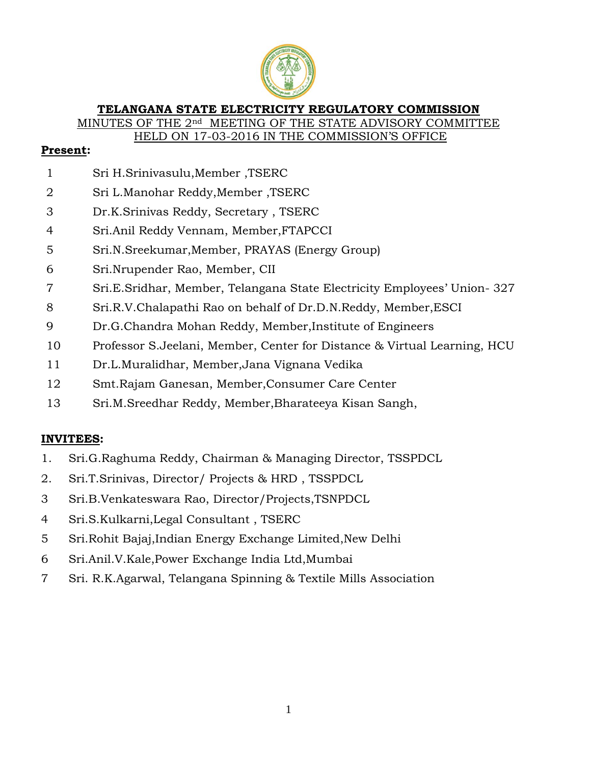# TELANGANA STATE ELECTRICITY REGULATORY COMMISSION

MINUTES OF THE 2nd MEETING OF THE STATE ADVISORY COMMITTEE HELD ON 17-03-2016 IN THE COMMISSION'S OFFICE

**Present:**

1. Sri H.Srinivasulu,Member ,TSERC
2. Sri L.Manohar Reddy,Member ,TSERC
3. Dr.K.Srinivas Reddy, Secretary , TSERC
4. Sri.Anil Reddy Vennam, Member,FTAPCCI
5. Sri.N.Sreekumar,Member, PRAYAS (Energy Group)
6. Sri.Nrupender Rao, Member, CII
7. Sri.E.Sridhar, Member, Telangana State Electricity Employees' Union- 327
8. Sri.R.V.Chalapathi Rao on behalf of Dr.D.N.Reddy, Member,ESCI
9. Dr.G.Chandra Mohan Reddy, Member,Institute of Engineers
10. Professor S.Jeelani, Member, Center for Distance & Virtual Learning, HCU
11. Dr.L.Muralidhar, Member,Jana Vignana Vedika
12. Smt.Rajam Ganesan, Member,Consumer Care Center
13. Sri.M.Sreedhar Reddy, Member,Bharateeya Kisan Sangh,

**INVITEES:**

1. Sri.G.Raghuma Reddy, Chairman & Managing Director, TSSPDCL
2. Sri.T.Srinivas, Director/ Projects & HRD , TSSPDCL
3. Sri.B.Venkateswara Rao, Director/Projects,TSNPDCL
4. Sri.S.Kulkarni,Legal Consultant , TSERC
5. Sri.Rohit Bajaj,Indian Energy Exchange Limited,New Delhi
6. Sri.Anil.V.Kale,Power Exchange India Ltd,Mumbai
7. Sri. R.K.Agarwal, Telangana Spinning & Textile Mills Association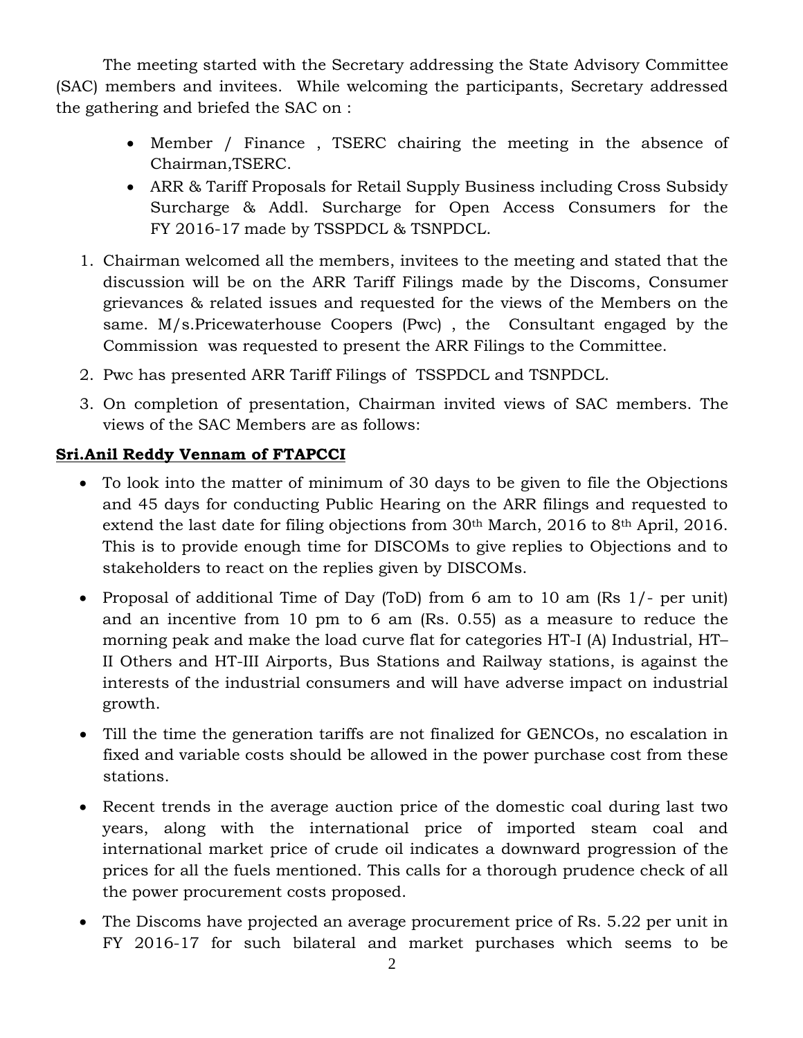The meeting started with the Secretary addressing the State Advisory Committee (SAC) members and invitees. While welcoming the participants, Secretary addressed the gathering and briefed the SAC on :

- Member / Finance , TSERC chairing the meeting in the absence of Chairman,TSERC.
- ARR & Tariff Proposals for Retail Supply Business including Cross Subsidy Surcharge & Addl. Surcharge for Open Access Consumers for the FY 2016-17 made by TSSPDCL & TSNPDCL.

1. Chairman welcomed all the members, invitees to the meeting and stated that the discussion will be on the ARR Tariff Filings made by the Discoms, Consumer grievances & related issues and requested for the views of the Members on the same. M/s.Pricewaterhouse Coopers (Pwc) , the Consultant engaged by the Commission was requested to present the ARR Filings to the Committee.
2. Pwc has presented ARR Tariff Filings of TSSPDCL and TSNPDCL.
3. On completion of presentation, Chairman invited views of SAC members. The views of the SAC Members are as follows:

**Sri.Anil Reddy Vennam of FTAPCCI**

- To look into the matter of minimum of 30 days to be given to file the Objections and 45 days for conducting Public Hearing on the ARR filings and requested to extend the last date for filing objections from 30th March, 2016 to 8th April, 2016. This is to provide enough time for DISCOMs to give replies to Objections and to stakeholders to react on the replies given by DISCOMs.
- Proposal of additional Time of Day (ToD) from 6 am to 10 am (Rs 1/- per unit) and an incentive from 10 pm to 6 am (Rs. 0.55) as a measure to reduce the morning peak and make the load curve flat for categories HT-I (A) Industrial, HT–II Others and HT-III Airports, Bus Stations and Railway stations, is against the interests of the industrial consumers and will have adverse impact on industrial growth.
- Till the time the generation tariffs are not finalized for GENCOs, no escalation in fixed and variable costs should be allowed in the power purchase cost from these stations.
- Recent trends in the average auction price of the domestic coal during last two years, along with the international price of imported steam coal and international market price of crude oil indicates a downward progression of the prices for all the fuels mentioned. This calls for a thorough prudence check of all the power procurement costs proposed.
- The Discoms have projected an average procurement price of Rs. 5.22 per unit in FY 2016-17 for such bilateral and market purchases which seems to be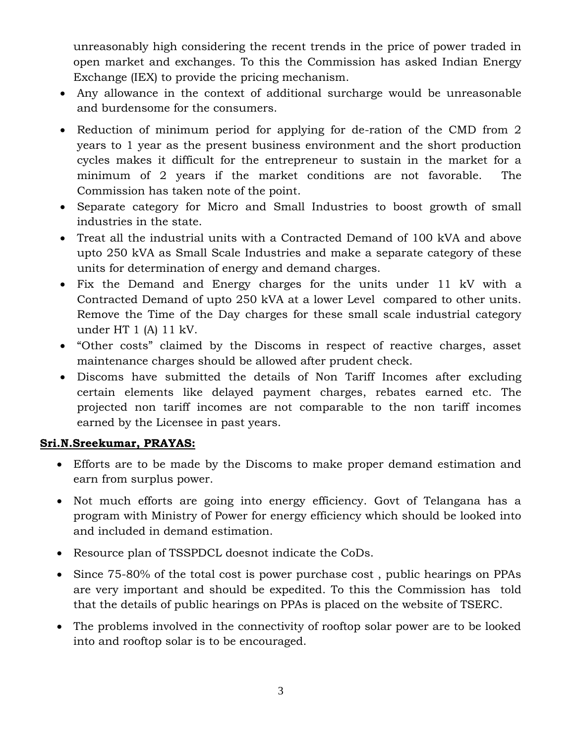unreasonably high considering the recent trends in the price of power traded in open market and exchanges. To this the Commission has asked Indian Energy Exchange (IEX) to provide the pricing mechanism.

- Any allowance in the context of additional surcharge would be unreasonable and burdensome for the consumers.
- Reduction of minimum period for applying for de-ration of the CMD from 2 years to 1 year as the present business environment and the short production cycles makes it difficult for the entrepreneur to sustain in the market for a minimum of 2 years if the market conditions are not favorable. The Commission has taken note of the point.
- Separate category for Micro and Small Industries to boost growth of small industries in the state.
- Treat all the industrial units with a Contracted Demand of 100 kVA and above upto 250 kVA as Small Scale Industries and make a separate category of these units for determination of energy and demand charges.
- Fix the Demand and Energy charges for the units under 11 kV with a Contracted Demand of upto 250 kVA at a lower Level compared to other units. Remove the Time of the Day charges for these small scale industrial category under HT 1 (A) 11 kV.
- "Other costs" claimed by the Discoms in respect of reactive charges, asset maintenance charges should be allowed after prudent check.
- Discoms have submitted the details of Non Tariff Incomes after excluding certain elements like delayed payment charges, rebates earned etc. The projected non tariff incomes are not comparable to the non tariff incomes earned by the Licensee in past years.

**Sri.N.Sreekumar, PRAYAS:**

- Efforts are to be made by the Discoms to make proper demand estimation and earn from surplus power.
- Not much efforts are going into energy efficiency. Govt of Telangana has a program with Ministry of Power for energy efficiency which should be looked into and included in demand estimation.
- Resource plan of TSSPDCL doesnot indicate the CoDs.
- Since 75-80% of the total cost is power purchase cost , public hearings on PPAs are very important and should be expedited. To this the Commission has told that the details of public hearings on PPAs is placed on the website of TSERC.
- The problems involved in the connectivity of rooftop solar power are to be looked into and rooftop solar is to be encouraged.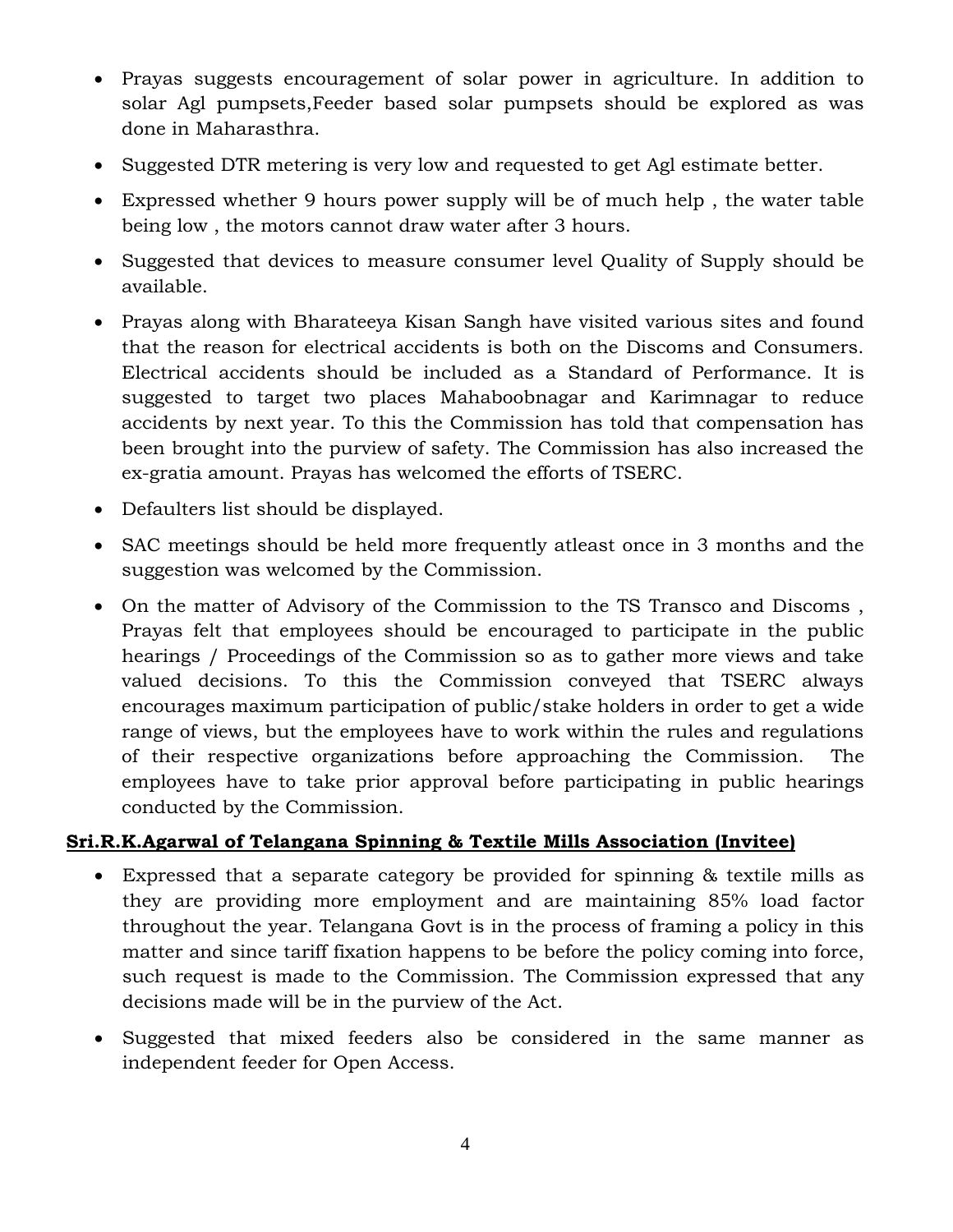- Prayas suggests encouragement of solar power in agriculture. In addition to solar Agl pumpsets,Feeder based solar pumpsets should be explored as was done in Maharasthra.
- Suggested DTR metering is very low and requested to get Agl estimate better.
- Expressed whether 9 hours power supply will be of much help , the water table being low , the motors cannot draw water after 3 hours.
- Suggested that devices to measure consumer level Quality of Supply should be available.
- Prayas along with Bharateeya Kisan Sangh have visited various sites and found that the reason for electrical accidents is both on the Discoms and Consumers. Electrical accidents should be included as a Standard of Performance. It is suggested to target two places Mahaboobnagar and Karimnagar to reduce accidents by next year. To this the Commission has told that compensation has been brought into the purview of safety. The Commission has also increased the ex-gratia amount. Prayas has welcomed the efforts of TSERC.
- Defaulters list should be displayed.
- SAC meetings should be held more frequently atleast once in 3 months and the suggestion was welcomed by the Commission.
- On the matter of Advisory of the Commission to the TS Transco and Discoms , Prayas felt that employees should be encouraged to participate in the public hearings / Proceedings of the Commission so as to gather more views and take valued decisions. To this the Commission conveyed that TSERC always encourages maximum participation of public/stake holders in order to get a wide range of views, but the employees have to work within the rules and regulations of their respective organizations before approaching the Commission. The employees have to take prior approval before participating in public hearings conducted by the Commission.

**Sri.R.K.Agarwal of Telangana Spinning & Textile Mills Association (Invitee)**

- Expressed that a separate category be provided for spinning & textile mills as they are providing more employment and are maintaining 85% load factor throughout the year. Telangana Govt is in the process of framing a policy in this matter and since tariff fixation happens to be before the policy coming into force, such request is made to the Commission. The Commission expressed that any decisions made will be in the purview of the Act.
- Suggested that mixed feeders also be considered in the same manner as independent feeder for Open Access.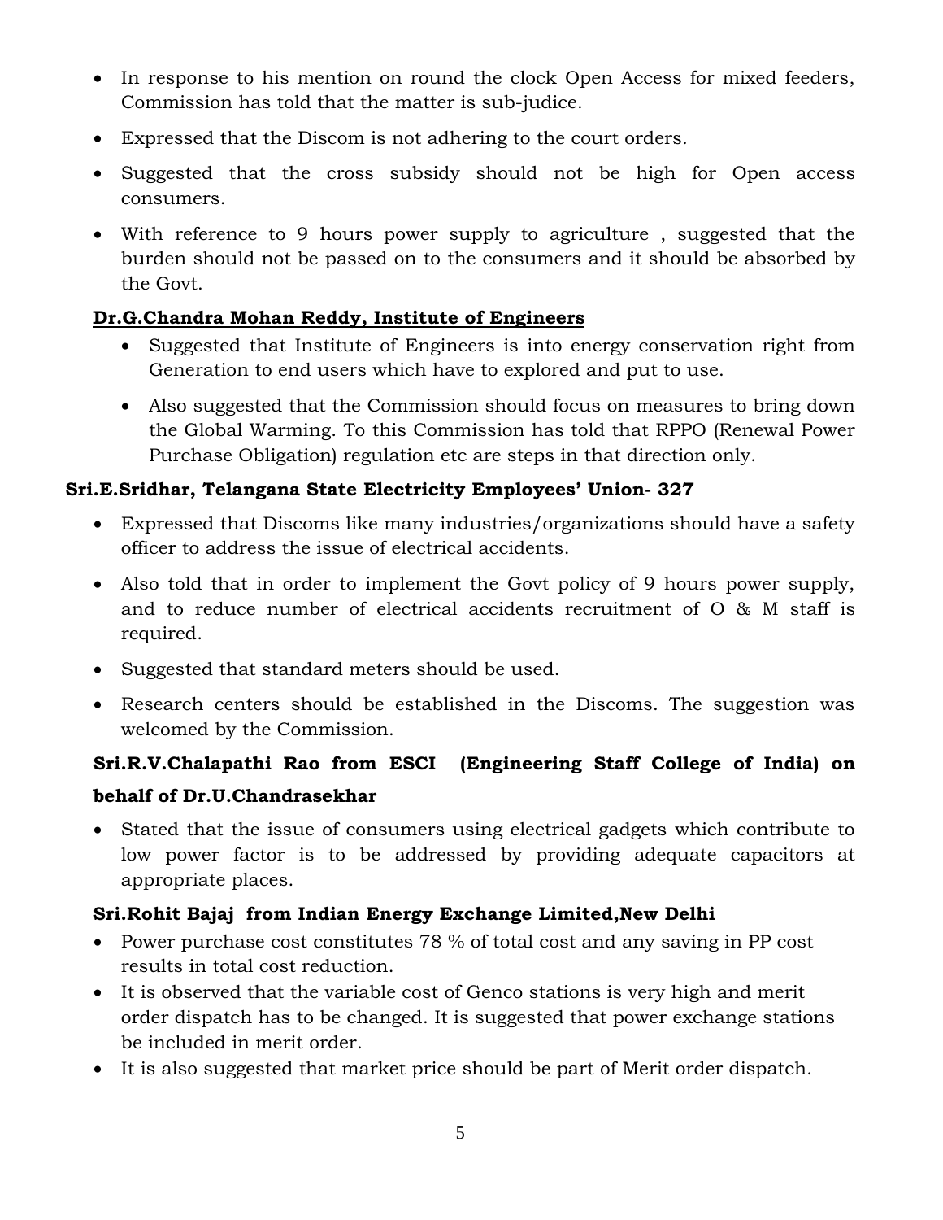- In response to his mention on round the clock Open Access for mixed feeders, Commission has told that the matter is sub-judice.
- Expressed that the Discom is not adhering to the court orders.
- Suggested that the cross subsidy should not be high for Open access consumers.
- With reference to 9 hours power supply to agriculture , suggested that the burden should not be passed on to the consumers and it should be absorbed by the Govt.

**Dr.G.Chandra Mohan Reddy, Institute of Engineers**

- Suggested that Institute of Engineers is into energy conservation right from Generation to end users which have to explored and put to use.
- Also suggested that the Commission should focus on measures to bring down the Global Warming. To this Commission has told that RPPO (Renewal Power Purchase Obligation) regulation etc are steps in that direction only.

**Sri.E.Sridhar, Telangana State Electricity Employees' Union- 327**

- Expressed that Discoms like many industries/organizations should have a safety officer to address the issue of electrical accidents.
- Also told that in order to implement the Govt policy of 9 hours power supply, and to reduce number of electrical accidents recruitment of O & M staff is required.
- Suggested that standard meters should be used.
- Research centers should be established in the Discoms. The suggestion was welcomed by the Commission.

**Sri.R.V.Chalapathi Rao from ESCI (Engineering Staff College of India) on behalf of Dr.U.Chandrasekhar**

- Stated that the issue of consumers using electrical gadgets which contribute to low power factor is to be addressed by providing adequate capacitors at appropriate places.

**Sri.Rohit Bajaj from Indian Energy Exchange Limited,New Delhi**

- Power purchase cost constitutes 78 % of total cost and any saving in PP cost results in total cost reduction.
- It is observed that the variable cost of Genco stations is very high and merit order dispatch has to be changed. It is suggested that power exchange stations be included in merit order.
- It is also suggested that market price should be part of Merit order dispatch.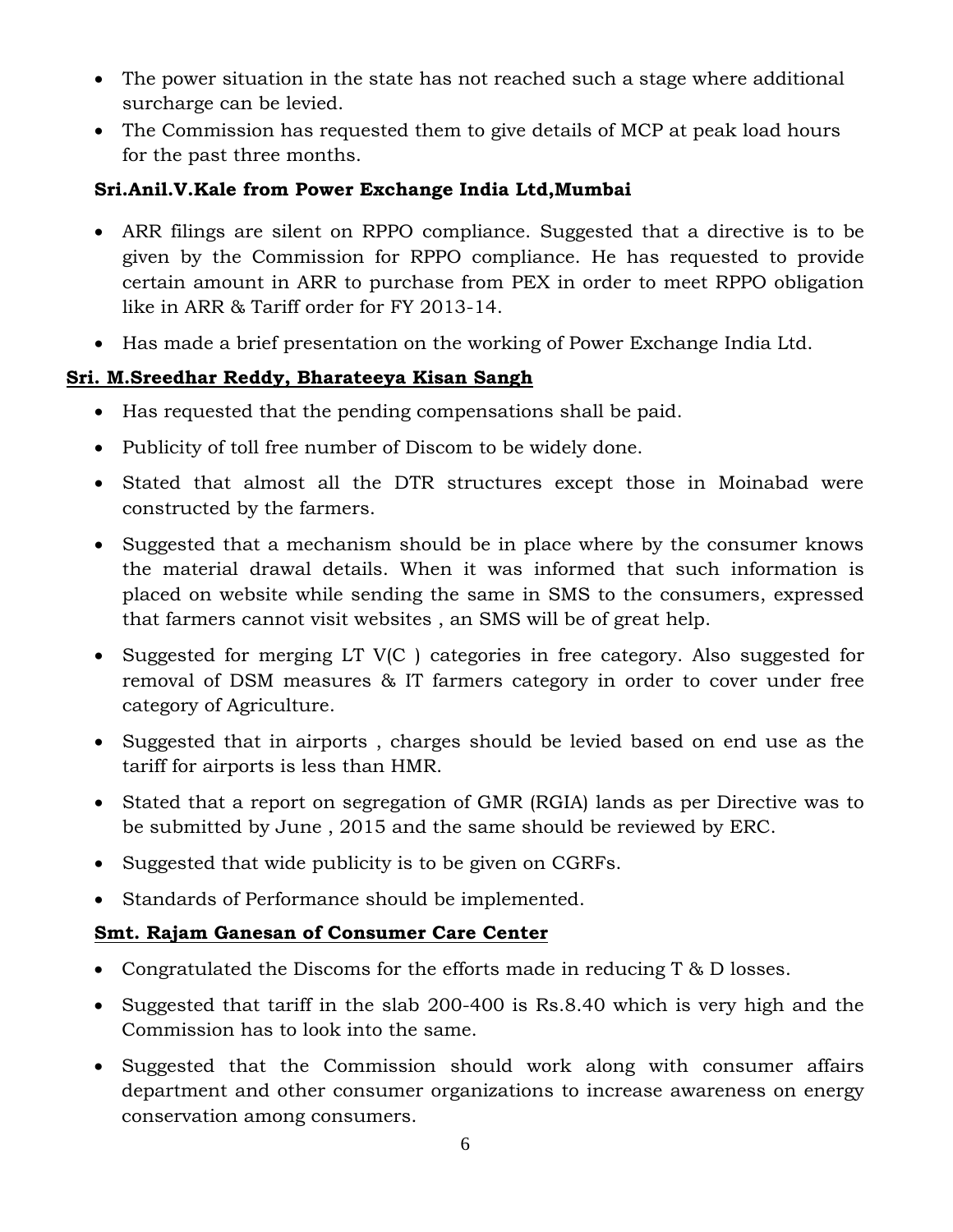- The power situation in the state has not reached such a stage where additional surcharge can be levied.
- The Commission has requested them to give details of MCP at peak load hours for the past three months.

**Sri.Anil.V.Kale from Power Exchange India Ltd,Mumbai**

- ARR filings are silent on RPPO compliance. Suggested that a directive is to be given by the Commission for RPPO compliance. He has requested to provide certain amount in ARR to purchase from PEX in order to meet RPPO obligation like in ARR & Tariff order for FY 2013-14.
- Has made a brief presentation on the working of Power Exchange India Ltd.

**<u>Sri. M.Sreedhar Reddy, Bharateeya Kisan Sangh</u>**

- Has requested that the pending compensations shall be paid.
- Publicity of toll free number of Discom to be widely done.
- Stated that almost all the DTR structures except those in Moinabad were constructed by the farmers.
- Suggested that a mechanism should be in place where by the consumer knows the material drawal details. When it was informed that such information is placed on website while sending the same in SMS to the consumers, expressed that farmers cannot visit websites , an SMS will be of great help.
- Suggested for merging LT V(C ) categories in free category. Also suggested for removal of DSM measures & IT farmers category in order to cover under free category of Agriculture.
- Suggested that in airports , charges should be levied based on end use as the tariff for airports is less than HMR.
- Stated that a report on segregation of GMR (RGIA) lands as per Directive was to be submitted by June , 2015 and the same should be reviewed by ERC.
- Suggested that wide publicity is to be given on CGRFs.
- Standards of Performance should be implemented.

**<u>Smt. Rajam Ganesan of Consumer Care Center</u>**

- Congratulated the Discoms for the efforts made in reducing T & D losses.
- Suggested that tariff in the slab 200-400 is Rs.8.40 which is very high and the Commission has to look into the same.
- Suggested that the Commission should work along with consumer affairs department and other consumer organizations to increase awareness on energy conservation among consumers.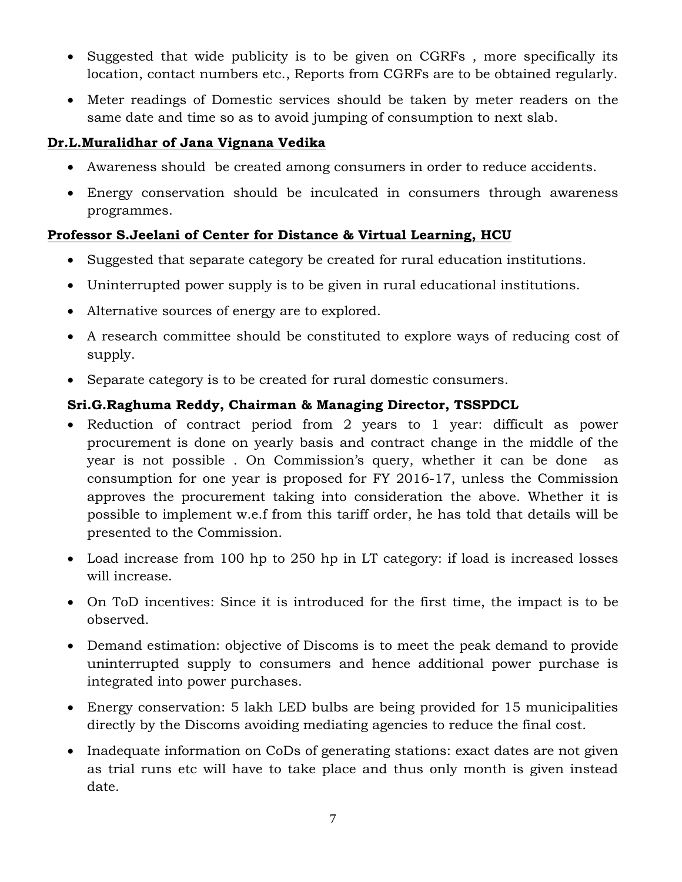- Suggested that wide publicity is to be given on CGRFs , more specifically its location, contact numbers etc., Reports from CGRFs are to be obtained regularly.
- Meter readings of Domestic services should be taken by meter readers on the same date and time so as to avoid jumping of consumption to next slab.

**Dr.L.Muralidhar of Jana Vignana Vedika**

- Awareness should be created among consumers in order to reduce accidents.
- Energy conservation should be inculcated in consumers through awareness programmes.

**Professor S.Jeelani of Center for Distance & Virtual Learning, HCU**

- Suggested that separate category be created for rural education institutions.
- Uninterrupted power supply is to be given in rural educational institutions.
- Alternative sources of energy are to explored.
- A research committee should be constituted to explore ways of reducing cost of supply.
- Separate category is to be created for rural domestic consumers.

**Sri.G.Raghuma Reddy, Chairman & Managing Director, TSSPDCL**

- Reduction of contract period from 2 years to 1 year: difficult as power procurement is done on yearly basis and contract change in the middle of the year is not possible . On Commission's query, whether it can be done as consumption for one year is proposed for FY 2016-17, unless the Commission approves the procurement taking into consideration the above. Whether it is possible to implement w.e.f from this tariff order, he has told that details will be presented to the Commission.
- Load increase from 100 hp to 250 hp in LT category: if load is increased losses will increase.
- On ToD incentives: Since it is introduced for the first time, the impact is to be observed.
- Demand estimation: objective of Discoms is to meet the peak demand to provide uninterrupted supply to consumers and hence additional power purchase is integrated into power purchases.
- Energy conservation: 5 lakh LED bulbs are being provided for 15 municipalities directly by the Discoms avoiding mediating agencies to reduce the final cost.
- Inadequate information on CoDs of generating stations: exact dates are not given as trial runs etc will have to take place and thus only month is given instead date.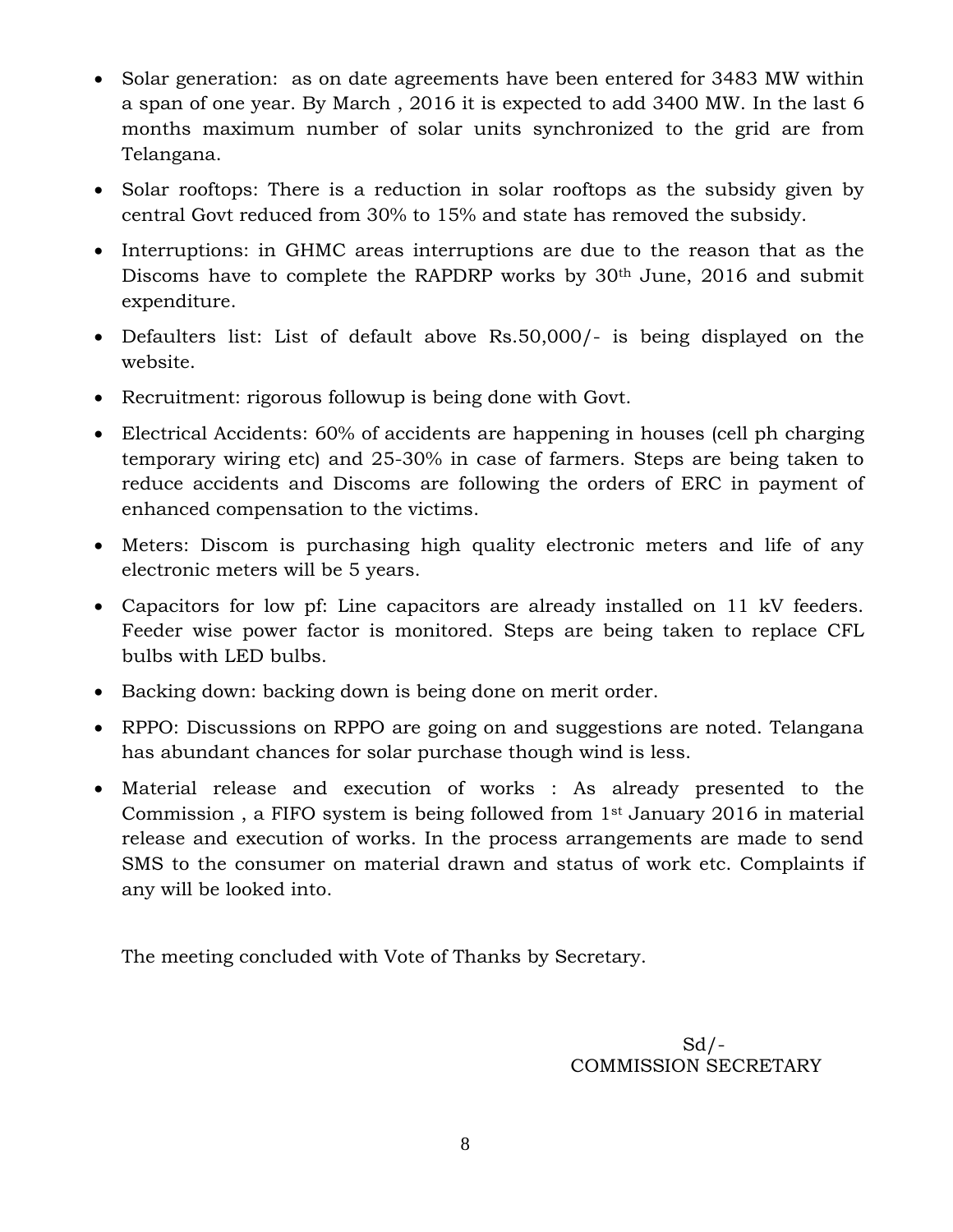- Solar generation: as on date agreements have been entered for 3483 MW within a span of one year. By March , 2016 it is expected to add 3400 MW. In the last 6 months maximum number of solar units synchronized to the grid are from Telangana.
- Solar rooftops: There is a reduction in solar rooftops as the subsidy given by central Govt reduced from 30% to 15% and state has removed the subsidy.
- Interruptions: in GHMC areas interruptions are due to the reason that as the Discoms have to complete the RAPDRP works by 30th June, 2016 and submit expenditure.
- Defaulters list: List of default above Rs.50,000/- is being displayed on the website.
- Recruitment: rigorous followup is being done with Govt.
- Electrical Accidents: 60% of accidents are happening in houses (cell ph charging temporary wiring etc) and 25-30% in case of farmers. Steps are being taken to reduce accidents and Discoms are following the orders of ERC in payment of enhanced compensation to the victims.
- Meters: Discom is purchasing high quality electronic meters and life of any electronic meters will be 5 years.
- Capacitors for low pf: Line capacitors are already installed on 11 kV feeders. Feeder wise power factor is monitored. Steps are being taken to replace CFL bulbs with LED bulbs.
- Backing down: backing down is being done on merit order.
- RPPO: Discussions on RPPO are going on and suggestions are noted. Telangana has abundant chances for solar purchase though wind is less.
- Material release and execution of works : As already presented to the Commission , a FIFO system is being followed from 1st January 2016 in material release and execution of works. In the process arrangements are made to send SMS to the consumer on material drawn and status of work etc. Complaints if any will be looked into.

The meeting concluded with Vote of Thanks by Secretary.

Sd/-
COMMISSION SECRETARY